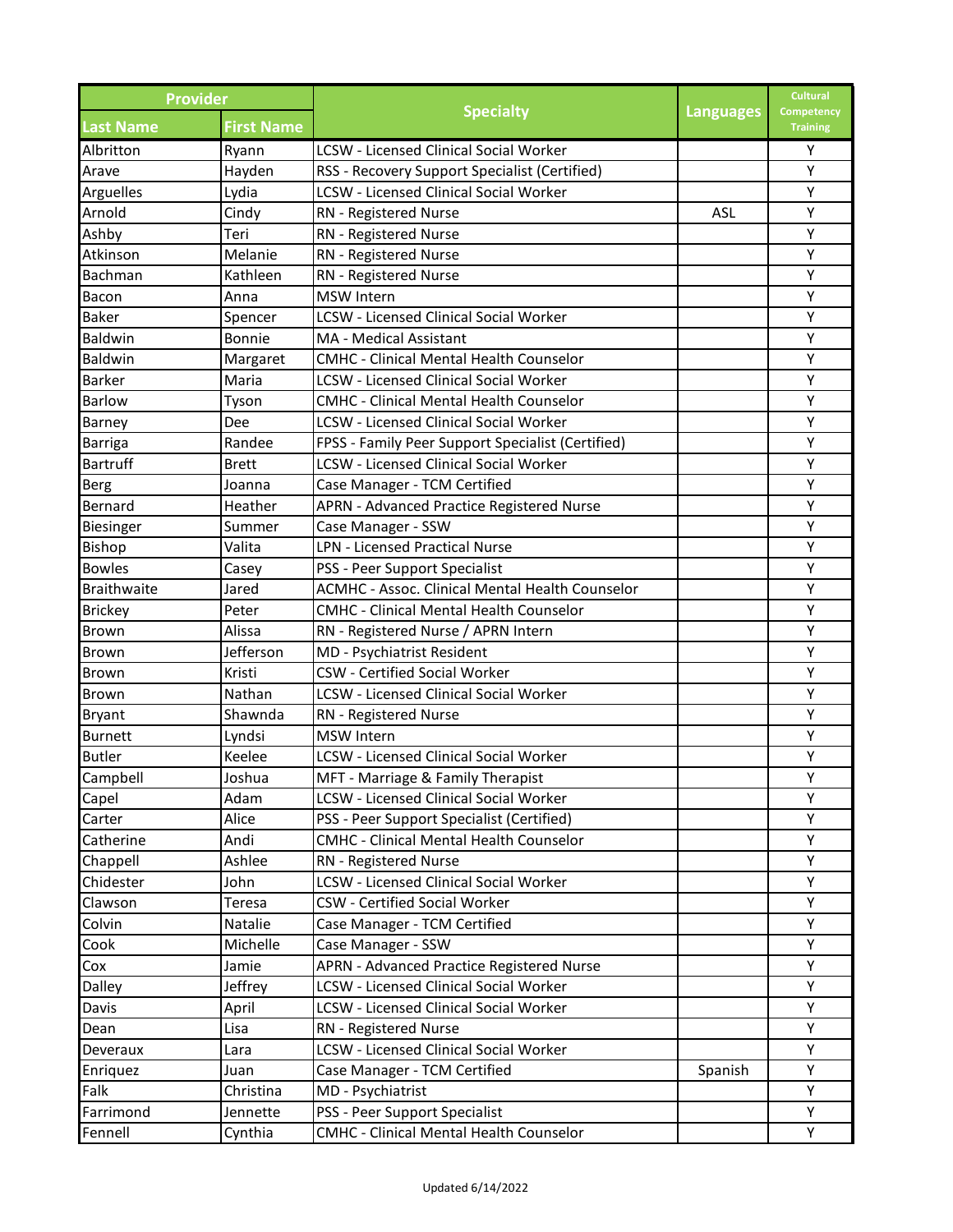| Provider | | Specialty | Languages | Cultural Competency Training |
|---|---|---|---|---|
| Last Name | First Name | | | |
| Albritton | Ryann | LCSW - Licensed Clinical Social Worker | | Y |
| Arave | Hayden | RSS - Recovery Support Specialist (Certified) | | Y |
| Arguelles | Lydia | LCSW - Licensed Clinical Social Worker | | Y |
| Arnold | Cindy | RN - Registered Nurse | ASL | Y |
| Ashby | Teri | RN - Registered Nurse | | Y |
| Atkinson | Melanie | RN - Registered Nurse | | Y |
| Bachman | Kathleen | RN - Registered Nurse | | Y |
| Bacon | Anna | MSW Intern | | Y |
| Baker | Spencer | LCSW - Licensed Clinical Social Worker | | Y |
| Baldwin | Bonnie | MA - Medical Assistant | | Y |
| Baldwin | Margaret | CMHC - Clinical Mental Health Counselor | | Y |
| Barker | Maria | LCSW - Licensed Clinical Social Worker | | Y |
| Barlow | Tyson | CMHC - Clinical Mental Health Counselor | | Y |
| Barney | Dee | LCSW - Licensed Clinical Social Worker | | Y |
| Barriga | Randee | FPSS - Family Peer Support Specialist (Certified) | | Y |
| Bartruff | Brett | LCSW - Licensed Clinical Social Worker | | Y |
| Berg | Joanna | Case Manager - TCM Certified | | Y |
| Bernard | Heather | APRN - Advanced Practice Registered Nurse | | Y |
| Biesinger | Summer | Case Manager - SSW | | Y |
| Bishop | Valita | LPN - Licensed Practical Nurse | | Y |
| Bowles | Casey | PSS - Peer Support Specialist | | Y |
| Braithwaite | Jared | ACMHC - Assoc. Clinical Mental Health Counselor | | Y |
| Brickey | Peter | CMHC - Clinical Mental Health Counselor | | Y |
| Brown | Alissa | RN - Registered Nurse / APRN Intern | | Y |
| Brown | Jefferson | MD - Psychiatrist Resident | | Y |
| Brown | Kristi | CSW - Certified Social Worker | | Y |
| Brown | Nathan | LCSW - Licensed Clinical Social Worker | | Y |
| Bryant | Shawnda | RN - Registered Nurse | | Y |
| Burnett | Lyndsi | MSW Intern | | Y |
| Butler | Keelee | LCSW - Licensed Clinical Social Worker | | Y |
| Campbell | Joshua | MFT - Marriage & Family Therapist | | Y |
| Capel | Adam | LCSW - Licensed Clinical Social Worker | | Y |
| Carter | Alice | PSS - Peer Support Specialist (Certified) | | Y |
| Catherine | Andi | CMHC - Clinical Mental Health Counselor | | Y |
| Chappell | Ashlee | RN - Registered Nurse | | Y |
| Chidester | John | LCSW - Licensed Clinical Social Worker | | Y |
| Clawson | Teresa | CSW - Certified Social Worker | | Y |
| Colvin | Natalie | Case Manager - TCM Certified | | Y |
| Cook | Michelle | Case Manager - SSW | | Y |
| Cox | Jamie | APRN - Advanced Practice Registered Nurse | | Y |
| Dalley | Jeffrey | LCSW - Licensed Clinical Social Worker | | Y |
| Davis | April | LCSW - Licensed Clinical Social Worker | | Y |
| Dean | Lisa | RN - Registered Nurse | | Y |
| Deveraux | Lara | LCSW - Licensed Clinical Social Worker | | Y |
| Enriquez | Juan | Case Manager - TCM Certified | Spanish | Y |
| Falk | Christina | MD - Psychiatrist | | Y |
| Farrimond | Jennette | PSS - Peer Support Specialist | | Y |
| Fennell | Cynthia | CMHC - Clinical Mental Health Counselor | | Y |

Updated 6/14/2022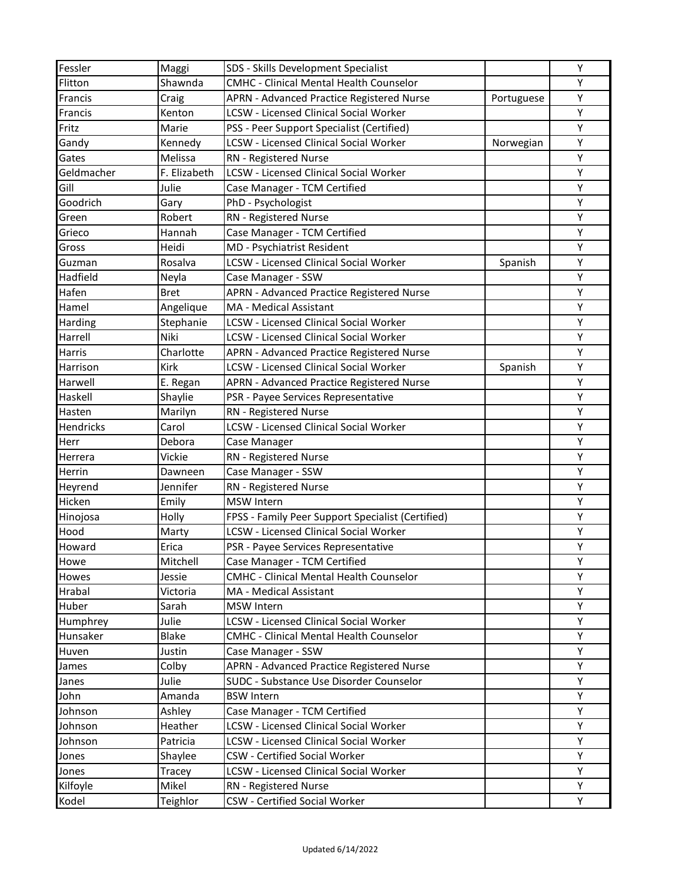| | | | | |
|---|---|---|---|---|
| Fessler | Maggi | SDS - Skills Development Specialist | | Y |
| Flitton | Shawnda | CMHC - Clinical Mental Health Counselor | | Y |
| Francis | Craig | APRN - Advanced Practice Registered Nurse | Portuguese | Y |
| Francis | Kenton | LCSW - Licensed Clinical Social Worker | | Y |
| Fritz | Marie | PSS - Peer Support Specialist (Certified) | | Y |
| Gandy | Kennedy | LCSW - Licensed Clinical Social Worker | Norwegian | Y |
| Gates | Melissa | RN - Registered Nurse | | Y |
| Geldmacher | F. Elizabeth | LCSW - Licensed Clinical Social Worker | | Y |
| Gill | Julie | Case Manager - TCM Certified | | Y |
| Goodrich | Gary | PhD - Psychologist | | Y |
| Green | Robert | RN - Registered Nurse | | Y |
| Grieco | Hannah | Case Manager - TCM Certified | | Y |
| Gross | Heidi | MD - Psychiatrist Resident | | Y |
| Guzman | Rosalva | LCSW - Licensed Clinical Social Worker | Spanish | Y |
| Hadfield | Neyla | Case Manager - SSW | | Y |
| Hafen | Bret | APRN - Advanced Practice Registered Nurse | | Y |
| Hamel | Angelique | MA - Medical Assistant | | Y |
| Harding | Stephanie | LCSW - Licensed Clinical Social Worker | | Y |
| Harrell | Niki | LCSW - Licensed Clinical Social Worker | | Y |
| Harris | Charlotte | APRN - Advanced Practice Registered Nurse | | Y |
| Harrison | Kirk | LCSW - Licensed Clinical Social Worker | Spanish | Y |
| Harwell | E. Regan | APRN - Advanced Practice Registered Nurse | | Y |
| Haskell | Shaylie | PSR - Payee Services Representative | | Y |
| Hasten | Marilyn | RN - Registered Nurse | | Y |
| Hendricks | Carol | LCSW - Licensed Clinical Social Worker | | Y |
| Herr | Debora | Case Manager | | Y |
| Herrera | Vickie | RN - Registered Nurse | | Y |
| Herrin | Dawneen | Case Manager - SSW | | Y |
| Heyrend | Jennifer | RN - Registered Nurse | | Y |
| Hicken | Emily | MSW Intern | | Y |
| Hinojosa | Holly | FPSS - Family Peer Support Specialist (Certified) | | Y |
| Hood | Marty | LCSW - Licensed Clinical Social Worker | | Y |
| Howard | Erica | PSR - Payee Services Representative | | Y |
| Howe | Mitchell | Case Manager - TCM Certified | | Y |
| Howes | Jessie | CMHC - Clinical Mental Health Counselor | | Y |
| Hrabal | Victoria | MA - Medical Assistant | | Y |
| Huber | Sarah | MSW Intern | | Y |
| Humphrey | Julie | LCSW - Licensed Clinical Social Worker | | Y |
| Hunsaker | Blake | CMHC - Clinical Mental Health Counselor | | Y |
| Huven | Justin | Case Manager - SSW | | Y |
| James | Colby | APRN - Advanced Practice Registered Nurse | | Y |
| Janes | Julie | SUDC - Substance Use Disorder Counselor | | Y |
| John | Amanda | BSW Intern | | Y |
| Johnson | Ashley | Case Manager - TCM Certified | | Y |
| Johnson | Heather | LCSW - Licensed Clinical Social Worker | | Y |
| Johnson | Patricia | LCSW - Licensed Clinical Social Worker | | Y |
| Jones | Shaylee | CSW - Certified Social Worker | | Y |
| Jones | Tracey | LCSW - Licensed Clinical Social Worker | | Y |
| Kilfoyle | Mikel | RN - Registered Nurse | | Y |
| Kodel | Teighlor | CSW - Certified Social Worker | | Y |

Updated 6/14/2022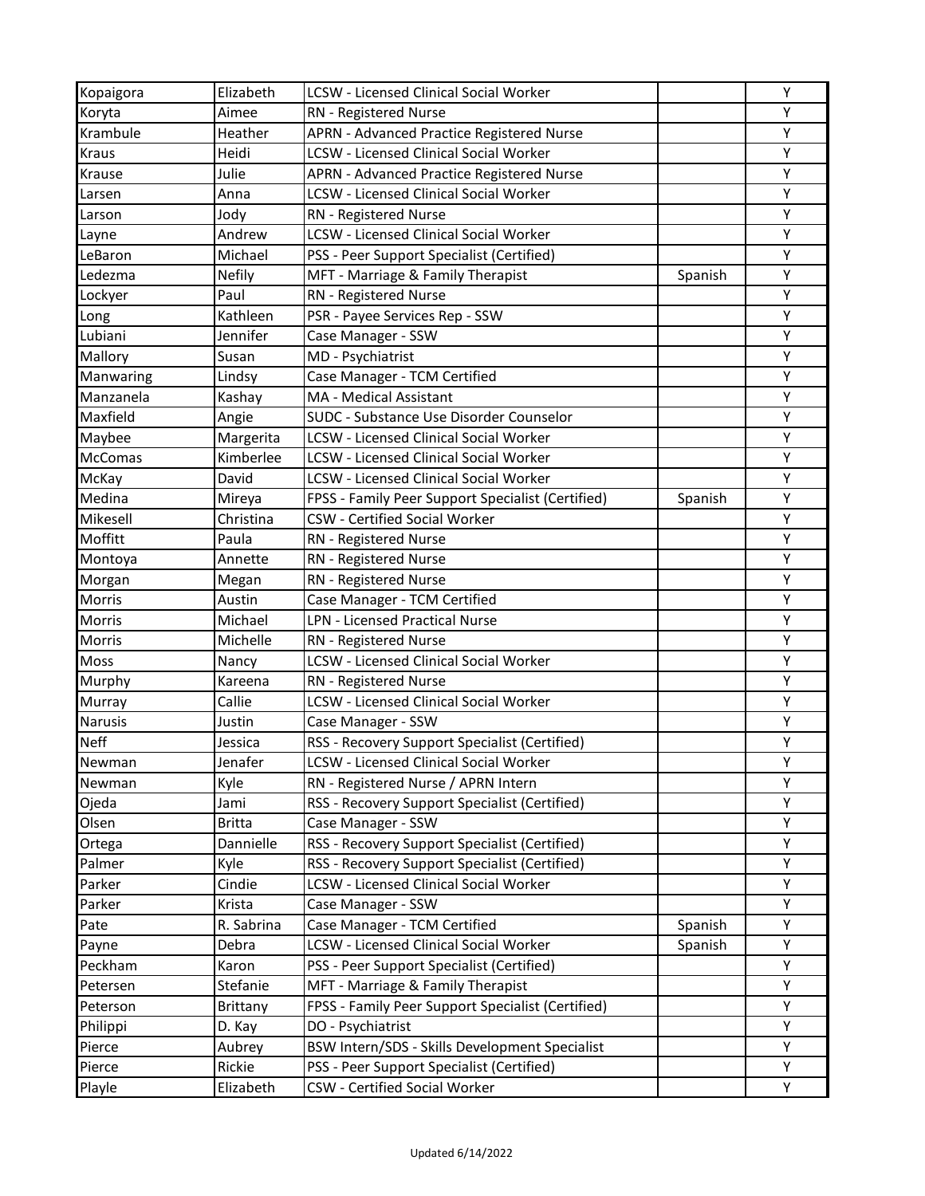| | | | | |
|---|---|---|---|---|
| Kopaigora | Elizabeth | LCSW - Licensed Clinical Social Worker | | Y |
| Koryta | Aimee | RN - Registered Nurse | | Y |
| Krambule | Heather | APRN - Advanced Practice Registered Nurse | | Y |
| Kraus | Heidi | LCSW - Licensed Clinical Social Worker | | Y |
| Krause | Julie | APRN - Advanced Practice Registered Nurse | | Y |
| Larsen | Anna | LCSW - Licensed Clinical Social Worker | | Y |
| Larson | Jody | RN - Registered Nurse | | Y |
| Layne | Andrew | LCSW - Licensed Clinical Social Worker | | Y |
| LeBaron | Michael | PSS - Peer Support Specialist (Certified) | | Y |
| Ledezma | Nefily | MFT - Marriage & Family Therapist | Spanish | Y |
| Lockyer | Paul | RN - Registered Nurse | | Y |
| Long | Kathleen | PSR - Payee Services Rep - SSW | | Y |
| Lubiani | Jennifer | Case Manager - SSW | | Y |
| Mallory | Susan | MD - Psychiatrist | | Y |
| Manwaring | Lindsy | Case Manager - TCM Certified | | Y |
| Manzanela | Kashay | MA - Medical Assistant | | Y |
| Maxfield | Angie | SUDC - Substance Use Disorder Counselor | | Y |
| Maybee | Margerita | LCSW - Licensed Clinical Social Worker | | Y |
| McComas | Kimberlee | LCSW - Licensed Clinical Social Worker | | Y |
| McKay | David | LCSW - Licensed Clinical Social Worker | | Y |
| Medina | Mireya | FPSS - Family Peer Support Specialist (Certified) | Spanish | Y |
| Mikesell | Christina | CSW - Certified Social Worker | | Y |
| Moffitt | Paula | RN - Registered Nurse | | Y |
| Montoya | Annette | RN - Registered Nurse | | Y |
| Morgan | Megan | RN - Registered Nurse | | Y |
| Morris | Austin | Case Manager - TCM Certified | | Y |
| Morris | Michael | LPN - Licensed Practical Nurse | | Y |
| Morris | Michelle | RN - Registered Nurse | | Y |
| Moss | Nancy | LCSW - Licensed Clinical Social Worker | | Y |
| Murphy | Kareena | RN - Registered Nurse | | Y |
| Murray | Callie | LCSW - Licensed Clinical Social Worker | | Y |
| Narusis | Justin | Case Manager - SSW | | Y |
| Neff | Jessica | RSS - Recovery Support Specialist (Certified) | | Y |
| Newman | Jenafer | LCSW - Licensed Clinical Social Worker | | Y |
| Newman | Kyle | RN - Registered Nurse / APRN Intern | | Y |
| Ojeda | Jami | RSS - Recovery Support Specialist (Certified) | | Y |
| Olsen | Britta | Case Manager - SSW | | Y |
| Ortega | Dannielle | RSS - Recovery Support Specialist (Certified) | | Y |
| Palmer | Kyle | RSS - Recovery Support Specialist (Certified) | | Y |
| Parker | Cindie | LCSW - Licensed Clinical Social Worker | | Y |
| Parker | Krista | Case Manager - SSW | | Y |
| Pate | R. Sabrina | Case Manager - TCM Certified | Spanish | Y |
| Payne | Debra | LCSW - Licensed Clinical Social Worker | Spanish | Y |
| Peckham | Karon | PSS - Peer Support Specialist (Certified) | | Y |
| Petersen | Stefanie | MFT - Marriage & Family Therapist | | Y |
| Peterson | Brittany | FPSS - Family Peer Support Specialist (Certified) | | Y |
| Philippi | D. Kay | DO - Psychiatrist | | Y |
| Pierce | Aubrey | BSW Intern/SDS - Skills Development Specialist | | Y |
| Pierce | Rickie | PSS - Peer Support Specialist (Certified) | | Y |
| Playle | Elizabeth | CSW - Certified Social Worker | | Y |

Updated 6/14/2022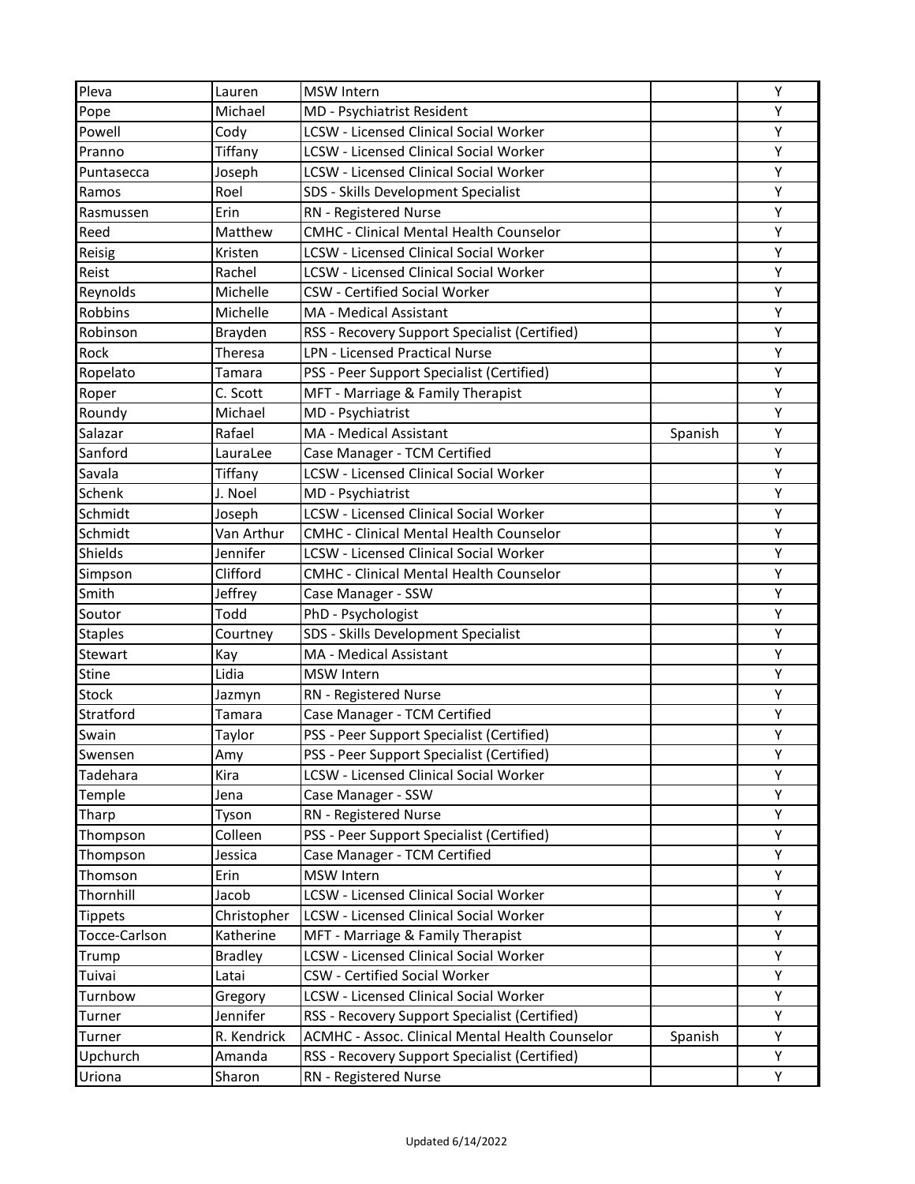| | | | | |
|---|---|---|---|---|
| Pleva | Lauren | MSW Intern | | Y |
| Pope | Michael | MD - Psychiatrist Resident | | Y |
| Powell | Cody | LCSW - Licensed Clinical Social Worker | | Y |
| Pranno | Tiffany | LCSW - Licensed Clinical Social Worker | | Y |
| Puntasecca | Joseph | LCSW - Licensed Clinical Social Worker | | Y |
| Ramos | Roel | SDS - Skills Development Specialist | | Y |
| Rasmussen | Erin | RN - Registered Nurse | | Y |
| Reed | Matthew | CMHC - Clinical Mental Health Counselor | | Y |
| Reisig | Kristen | LCSW - Licensed Clinical Social Worker | | Y |
| Reist | Rachel | LCSW - Licensed Clinical Social Worker | | Y |
| Reynolds | Michelle | CSW - Certified Social Worker | | Y |
| Robbins | Michelle | MA - Medical Assistant | | Y |
| Robinson | Brayden | RSS - Recovery Support Specialist (Certified) | | Y |
| Rock | Theresa | LPN - Licensed Practical Nurse | | Y |
| Ropelato | Tamara | PSS - Peer Support Specialist (Certified) | | Y |
| Roper | C. Scott | MFT - Marriage & Family Therapist | | Y |
| Roundy | Michael | MD - Psychiatrist | | Y |
| Salazar | Rafael | MA - Medical Assistant | Spanish | Y |
| Sanford | LauraLee | Case Manager - TCM Certified | | Y |
| Savala | Tiffany | LCSW - Licensed Clinical Social Worker | | Y |
| Schenk | J. Noel | MD - Psychiatrist | | Y |
| Schmidt | Joseph | LCSW - Licensed Clinical Social Worker | | Y |
| Schmidt | Van Arthur | CMHC - Clinical Mental Health Counselor | | Y |
| Shields | Jennifer | LCSW - Licensed Clinical Social Worker | | Y |
| Simpson | Clifford | CMHC - Clinical Mental Health Counselor | | Y |
| Smith | Jeffrey | Case Manager - SSW | | Y |
| Soutor | Todd | PhD - Psychologist | | Y |
| Staples | Courtney | SDS - Skills Development Specialist | | Y |
| Stewart | Kay | MA - Medical Assistant | | Y |
| Stine | Lidia | MSW Intern | | Y |
| Stock | Jazmyn | RN - Registered Nurse | | Y |
| Stratford | Tamara | Case Manager - TCM Certified | | Y |
| Swain | Taylor | PSS - Peer Support Specialist (Certified) | | Y |
| Swensen | Amy | PSS - Peer Support Specialist (Certified) | | Y |
| Tadehara | Kira | LCSW - Licensed Clinical Social Worker | | Y |
| Temple | Jena | Case Manager - SSW | | Y |
| Tharp | Tyson | RN - Registered Nurse | | Y |
| Thompson | Colleen | PSS - Peer Support Specialist (Certified) | | Y |
| Thompson | Jessica | Case Manager - TCM Certified | | Y |
| Thomson | Erin | MSW Intern | | Y |
| Thornhill | Jacob | LCSW - Licensed Clinical Social Worker | | Y |
| Tippets | Christopher | LCSW - Licensed Clinical Social Worker | | Y |
| Tocce-Carlson | Katherine | MFT - Marriage & Family Therapist | | Y |
| Trump | Bradley | LCSW - Licensed Clinical Social Worker | | Y |
| Tuivai | Latai | CSW - Certified Social Worker | | Y |
| Turnbow | Gregory | LCSW - Licensed Clinical Social Worker | | Y |
| Turner | Jennifer | RSS - Recovery Support Specialist (Certified) | | Y |
| Turner | R. Kendrick | ACMHC - Assoc. Clinical Mental Health Counselor | Spanish | Y |
| Upchurch | Amanda | RSS - Recovery Support Specialist (Certified) | | Y |
| Uriona | Sharon | RN - Registered Nurse | | Y |

Updated 6/14/2022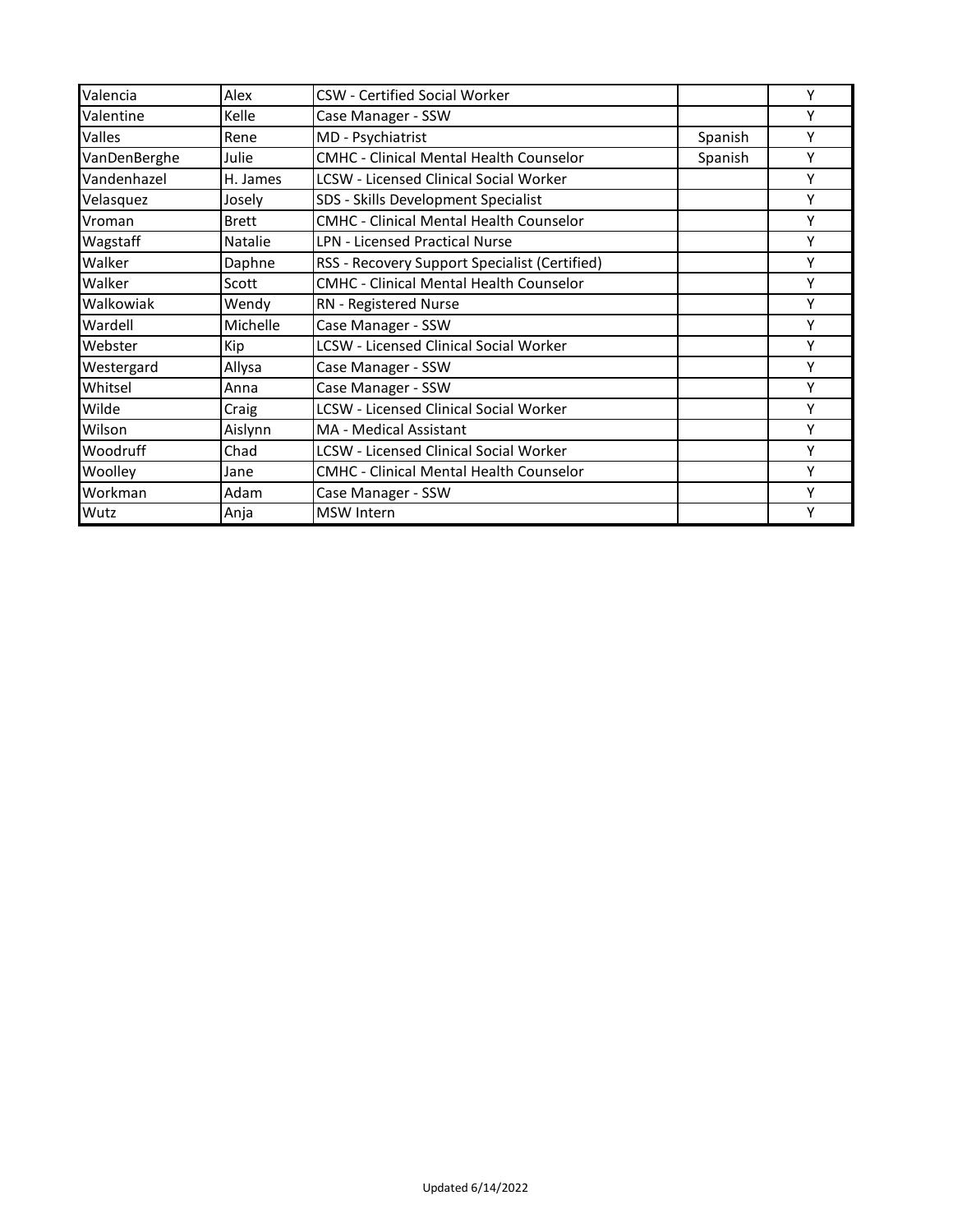| | | | | |
|---|---|---|---|---|
| Valencia | Alex | CSW - Certified Social Worker | | Y |
| Valentine | Kelle | Case Manager - SSW | | Y |
| Valles | Rene | MD - Psychiatrist | Spanish | Y |
| VanDenBerghe | Julie | CMHC - Clinical Mental Health Counselor | Spanish | Y |
| Vandenhazel | H. James | LCSW - Licensed Clinical Social Worker | | Y |
| Velasquez | Josely | SDS - Skills Development Specialist | | Y |
| Vroman | Brett | CMHC - Clinical Mental Health Counselor | | Y |
| Wagstaff | Natalie | LPN - Licensed Practical Nurse | | Y |
| Walker | Daphne | RSS - Recovery Support Specialist (Certified) | | Y |
| Walker | Scott | CMHC - Clinical Mental Health Counselor | | Y |
| Walkowiak | Wendy | RN - Registered Nurse | | Y |
| Wardell | Michelle | Case Manager - SSW | | Y |
| Webster | Kip | LCSW - Licensed Clinical Social Worker | | Y |
| Westergard | Allysa | Case Manager - SSW | | Y |
| Whitsel | Anna | Case Manager - SSW | | Y |
| Wilde | Craig | LCSW - Licensed Clinical Social Worker | | Y |
| Wilson | Aislynn | MA - Medical Assistant | | Y |
| Woodruff | Chad | LCSW - Licensed Clinical Social Worker | | Y |
| Woolley | Jane | CMHC - Clinical Mental Health Counselor | | Y |
| Workman | Adam | Case Manager - SSW | | Y |
| Wutz | Anja | MSW Intern | | Y |

Updated 6/14/2022